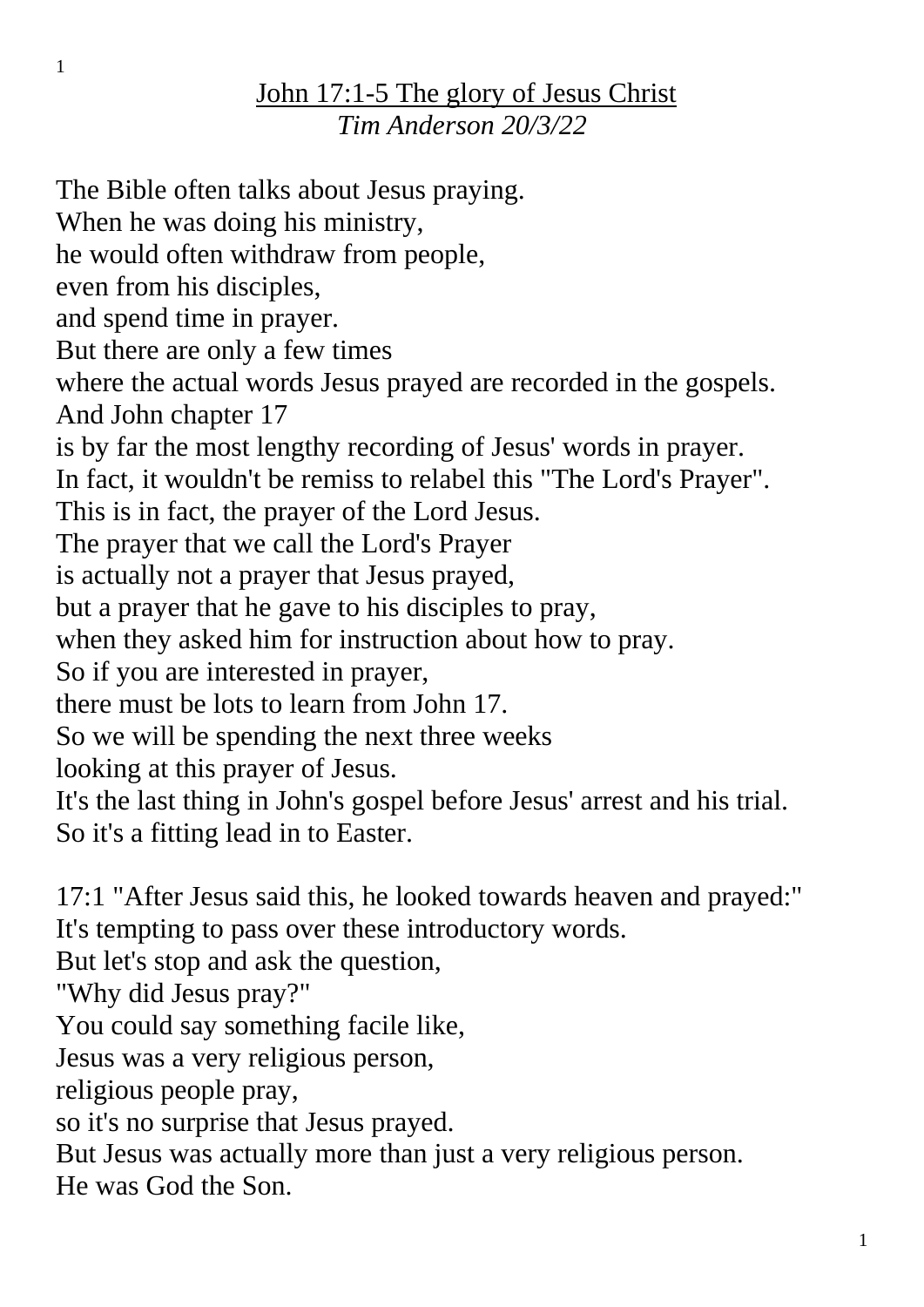# <u>John 17:1-5 The glory of Jesus Christ</u>

*Tim Anderson 20/3/22*

The Bible often talks about Jesus praying.
When he was doing his ministry,
he would often withdraw from people,
even from his disciples,
and spend time in prayer.
But there are only a few times
where the actual words Jesus prayed are recorded in the gospels.
And John chapter 17
is by far the most lengthy recording of Jesus' words in prayer.
In fact, it wouldn't be remiss to relabel this "The Lord's Prayer".
This is in fact, the prayer of the Lord Jesus.
The prayer that we call the Lord's Prayer
is actually not a prayer that Jesus prayed,
but a prayer that he gave to his disciples to pray,
when they asked him for instruction about how to pray.
So if you are interested in prayer,
there must be lots to learn from John 17.
So we will be spending the next three weeks
looking at this prayer of Jesus.
It's the last thing in John's gospel before Jesus' arrest and his trial.
So it's a fitting lead in to Easter.

17:1 "After Jesus said this, he looked towards heaven and prayed:"
It's tempting to pass over these introductory words.
But let's stop and ask the question,
"Why did Jesus pray?"
You could say something facile like,
Jesus was a very religious person,
religious people pray,
so it's no surprise that Jesus prayed.
But Jesus was actually more than just a very religious person.
He was God the Son.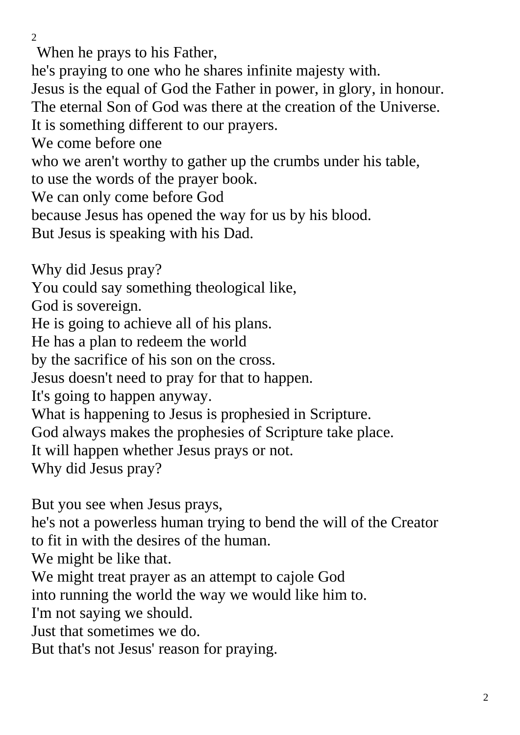When he prays to his Father,
he's praying to one who he shares infinite majesty with.
Jesus is the equal of God the Father in power, in glory, in honour.
The eternal Son of God was there at the creation of the Universe.
It is something different to our prayers.
We come before one
who we aren't worthy to gather up the crumbs under his table,
to use the words of the prayer book.
We can only come before God
because Jesus has opened the way for us by his blood.
But Jesus is speaking with his Dad.

Why did Jesus pray?
You could say something theological like,
God is sovereign.
He is going to achieve all of his plans.
He has a plan to redeem the world
by the sacrifice of his son on the cross.
Jesus doesn't need to pray for that to happen.
It's going to happen anyway.
What is happening to Jesus is prophesied in Scripture.
God always makes the prophesies of Scripture take place.
It will happen whether Jesus prays or not.
Why did Jesus pray?

But you see when Jesus prays,
he's not a powerless human trying to bend the will of the Creator
to fit in with the desires of the human.
We might be like that.
We might treat prayer as an attempt to cajole God
into running the world the way we would like him to.
I'm not saying we should.
Just that sometimes we do.
But that's not Jesus' reason for praying.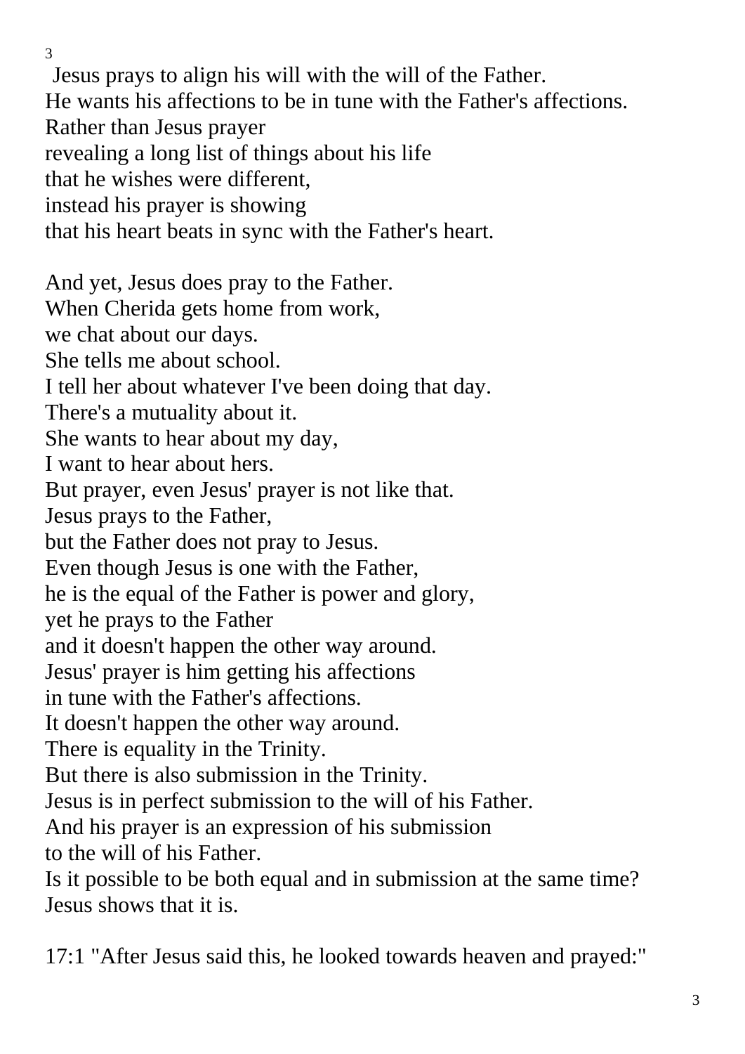Jesus prays to align his will with the will of the Father.
He wants his affections to be in tune with the Father's affections.
Rather than Jesus prayer
revealing a long list of things about his life
that he wishes were different,
instead his prayer is showing
that his heart beats in sync with the Father's heart.

And yet, Jesus does pray to the Father.
When Cherida gets home from work,
we chat about our days.
She tells me about school.
I tell her about whatever I've been doing that day.
There's a mutuality about it.
She wants to hear about my day,
I want to hear about hers.
But prayer, even Jesus' prayer is not like that.
Jesus prays to the Father,
but the Father does not pray to Jesus.
Even though Jesus is one with the Father,
he is the equal of the Father is power and glory,
yet he prays to the Father
and it doesn't happen the other way around.
Jesus' prayer is him getting his affections
in tune with the Father's affections.
It doesn't happen the other way around.
There is equality in the Trinity.
But there is also submission in the Trinity.
Jesus is in perfect submission to the will of his Father.
And his prayer is an expression of his submission
to the will of his Father.
Is it possible to be both equal and in submission at the same time?
Jesus shows that it is.

17:1 "After Jesus said this, he looked towards heaven and prayed:"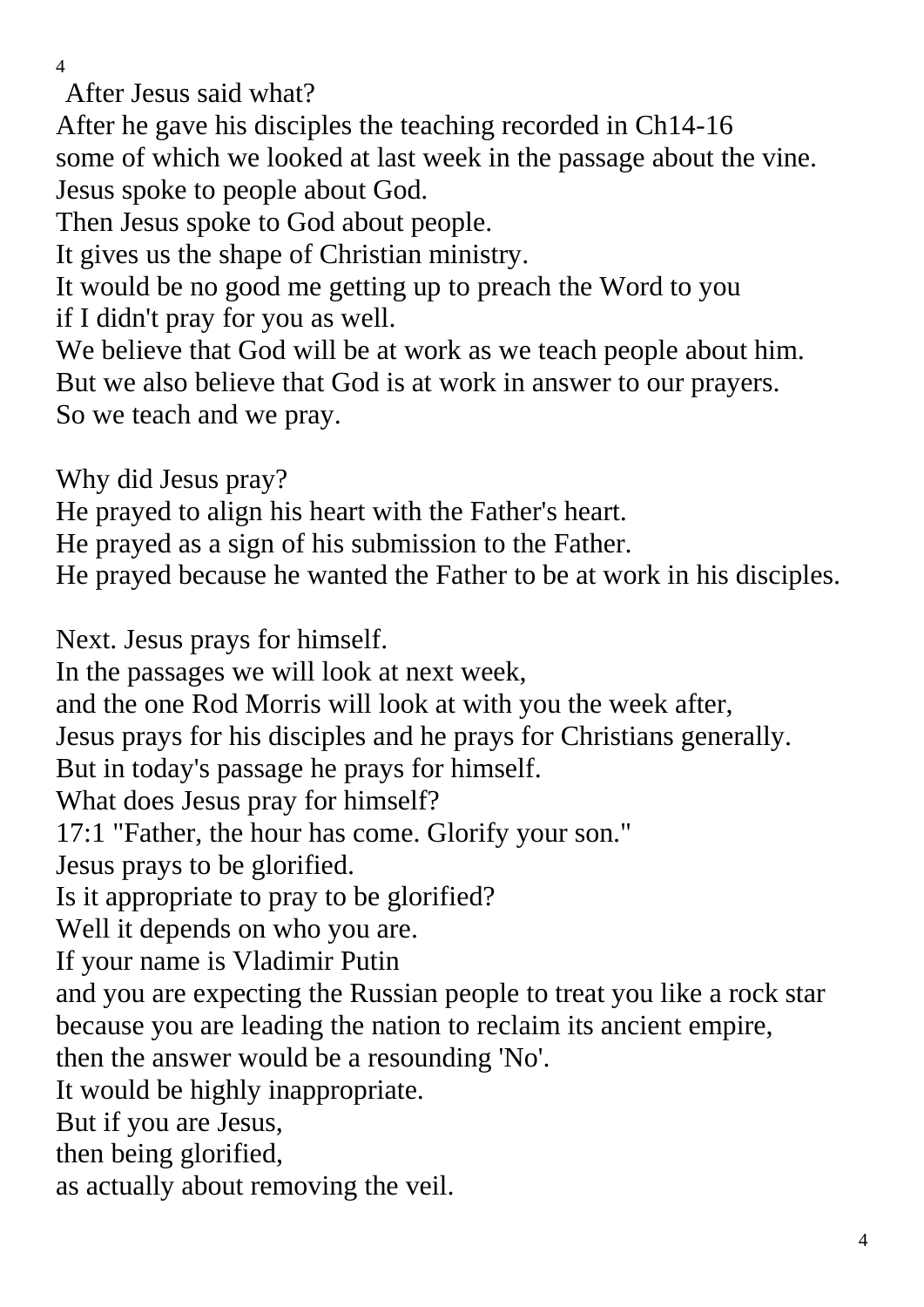After Jesus said what?
After he gave his disciples the teaching recorded in Ch14-16
some of which we looked at last week in the passage about the vine.
Jesus spoke to people about God.
Then Jesus spoke to God about people.
It gives us the shape of Christian ministry.
It would be no good me getting up to preach the Word to you
if I didn't pray for you as well.
We believe that God will be at work as we teach people about him.
But we also believe that God is at work in answer to our prayers.
So we teach and we pray.

Why did Jesus pray?
He prayed to align his heart with the Father's heart.
He prayed as a sign of his submission to the Father.
He prayed because he wanted the Father to be at work in his disciples.

Next. Jesus prays for himself.
In the passages we will look at next week,
and the one Rod Morris will look at with you the week after,
Jesus prays for his disciples and he prays for Christians generally.
But in today's passage he prays for himself.
What does Jesus pray for himself?
17:1 "Father, the hour has come. Glorify your son."
Jesus prays to be glorified.
Is it appropriate to pray to be glorified?
Well it depends on who you are.
If your name is Vladimir Putin
and you are expecting the Russian people to treat you like a rock star
because you are leading the nation to reclaim its ancient empire,
then the answer would be a resounding 'No'.
It would be highly inappropriate.
But if you are Jesus,
then being glorified,
as actually about removing the veil.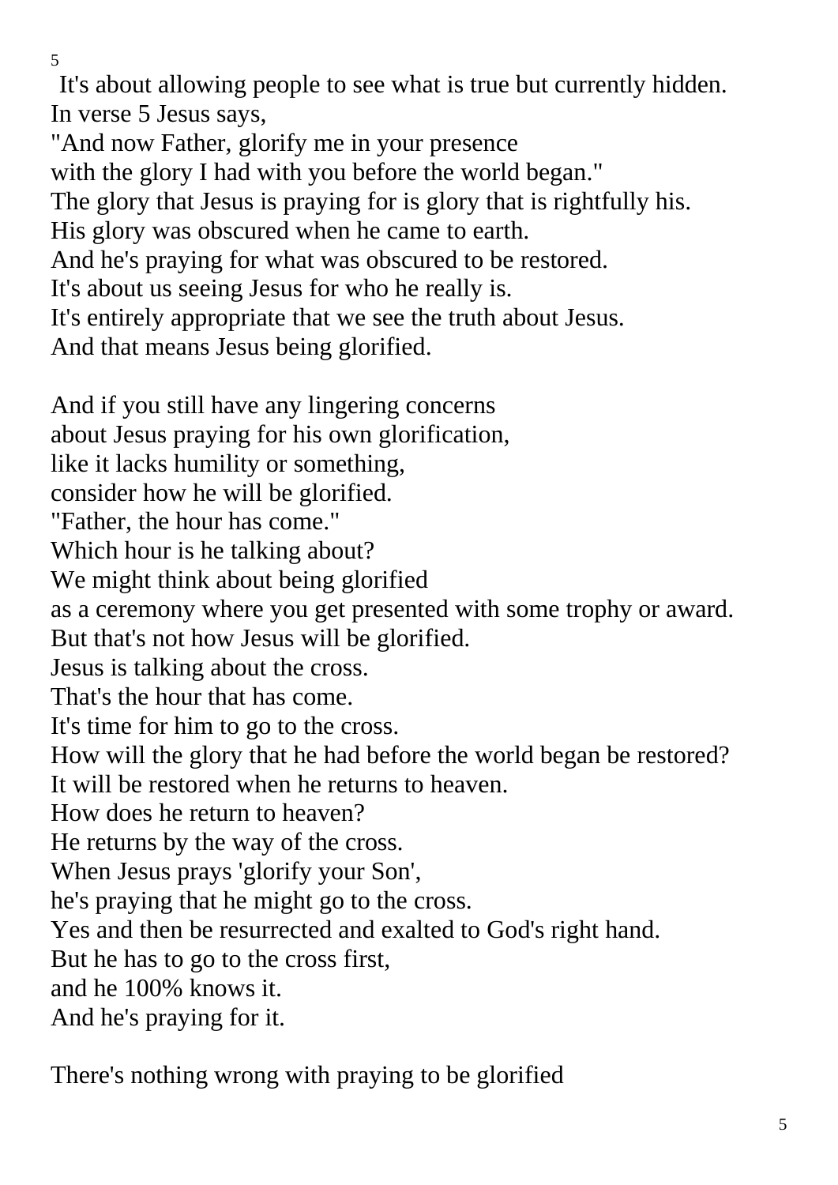It's about allowing people to see what is true but currently hidden.
In verse 5 Jesus says,
"And now Father, glorify me in your presence
with the glory I had with you before the world began."
The glory that Jesus is praying for is glory that is rightfully his.
His glory was obscured when he came to earth.
And he's praying for what was obscured to be restored.
It's about us seeing Jesus for who he really is.
It's entirely appropriate that we see the truth about Jesus.
And that means Jesus being glorified.

And if you still have any lingering concerns
about Jesus praying for his own glorification,
like it lacks humility or something,
consider how he will be glorified.
"Father, the hour has come."
Which hour is he talking about?
We might think about being glorified
as a ceremony where you get presented with some trophy or award.
But that's not how Jesus will be glorified.
Jesus is talking about the cross.
That's the hour that has come.
It's time for him to go to the cross.
How will the glory that he had before the world began be restored?
It will be restored when he returns to heaven.
How does he return to heaven?
He returns by the way of the cross.
When Jesus prays 'glorify your Son',
he's praying that he might go to the cross.
Yes and then be resurrected and exalted to God's right hand.
But he has to go to the cross first,
and he 100% knows it.
And he's praying for it.

There's nothing wrong with praying to be glorified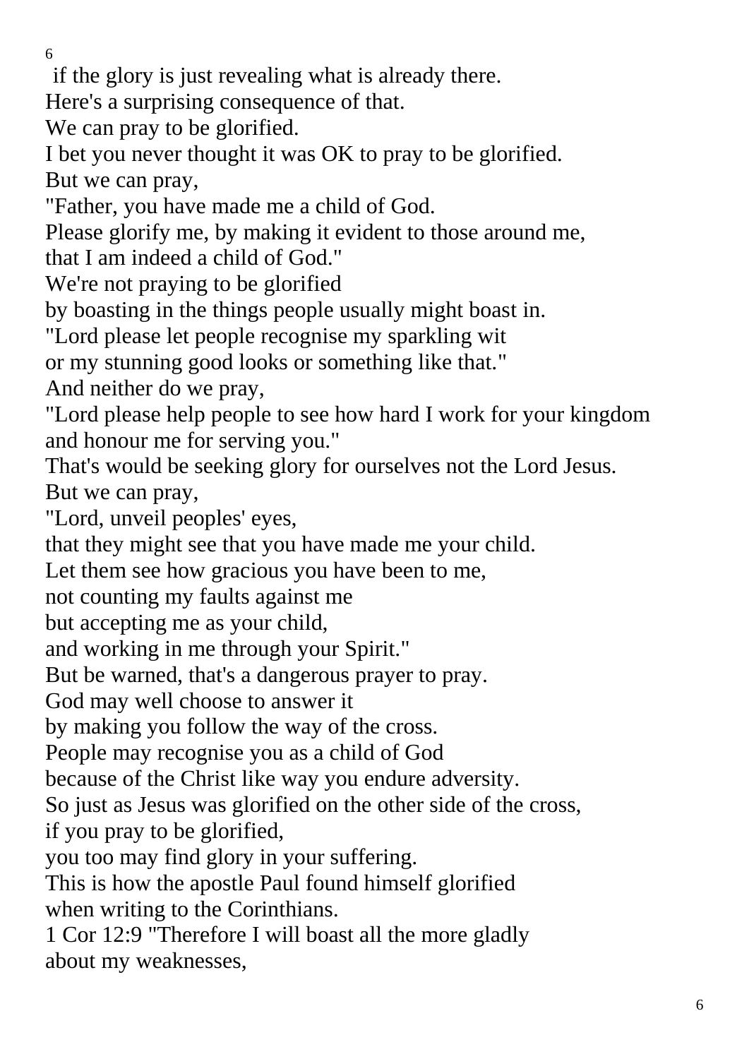if the glory is just revealing what is already there.
Here's a surprising consequence of that.
We can pray to be glorified.
I bet you never thought it was OK to pray to be glorified.
But we can pray,
"Father, you have made me a child of God.
Please glorify me, by making it evident to those around me,
that I am indeed a child of God."
We're not praying to be glorified
by boasting in the things people usually might boast in.
"Lord please let people recognise my sparkling wit
or my stunning good looks or something like that."
And neither do we pray,
"Lord please help people to see how hard I work for your kingdom
and honour me for serving you."
That's would be seeking glory for ourselves not the Lord Jesus.
But we can pray,
"Lord, unveil peoples' eyes,
that they might see that you have made me your child.
Let them see how gracious you have been to me,
not counting my faults against me
but accepting me as your child,
and working in me through your Spirit."
But be warned, that's a dangerous prayer to pray.
God may well choose to answer it
by making you follow the way of the cross.
People may recognise you as a child of God
because of the Christ like way you endure adversity.
So just as Jesus was glorified on the other side of the cross,
if you pray to be glorified,
you too may find glory in your suffering.
This is how the apostle Paul found himself glorified
when writing to the Corinthians.
1 Cor 12:9 "Therefore I will boast all the more gladly
about my weaknesses,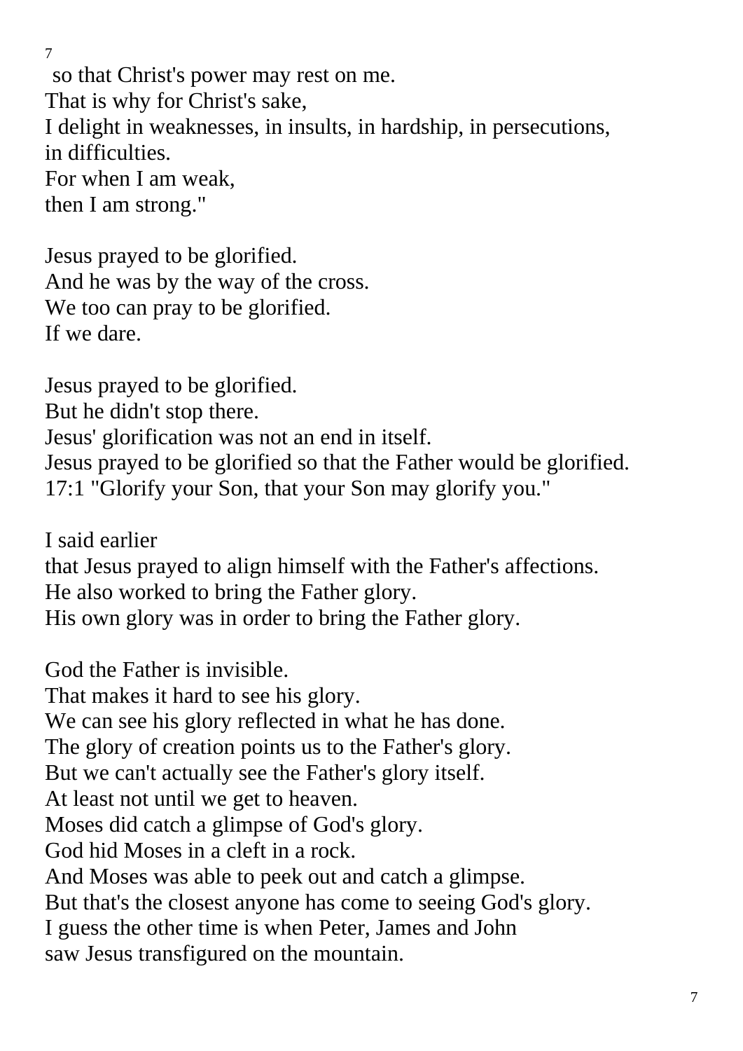so that Christ's power may rest on me.
That is why for Christ's sake,
I delight in weaknesses, in insults, in hardship, in persecutions,
in difficulties.
For when I am weak,
then I am strong."

Jesus prayed to be glorified.
And he was by the way of the cross.
We too can pray to be glorified.
If we dare.

Jesus prayed to be glorified.
But he didn't stop there.
Jesus' glorification was not an end in itself.
Jesus prayed to be glorified so that the Father would be glorified.
17:1 "Glorify your Son, that your Son may glorify you."

I said earlier
that Jesus prayed to align himself with the Father's affections.
He also worked to bring the Father glory.
His own glory was in order to bring the Father glory.

God the Father is invisible.
That makes it hard to see his glory.
We can see his glory reflected in what he has done.
The glory of creation points us to the Father's glory.
But we can't actually see the Father's glory itself.
At least not until we get to heaven.
Moses did catch a glimpse of God's glory.
God hid Moses in a cleft in a rock.
And Moses was able to peek out and catch a glimpse.
But that's the closest anyone has come to seeing God's glory.
I guess the other time is when Peter, James and John
saw Jesus transfigured on the mountain.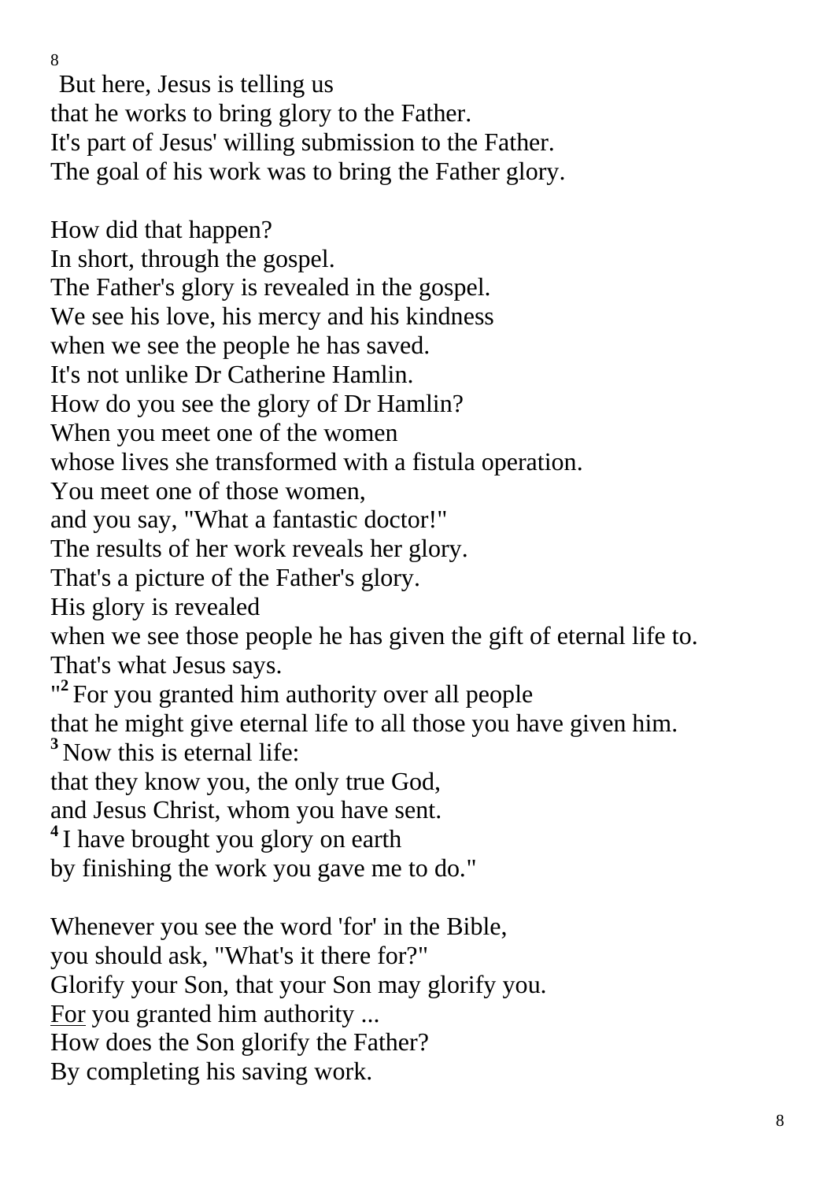But here, Jesus is telling us
that he works to bring glory to the Father.
It's part of Jesus' willing submission to the Father.
The goal of his work was to bring the Father glory.

How did that happen?
In short, through the gospel.
The Father's glory is revealed in the gospel.
We see his love, his mercy and his kindness
when we see the people he has saved.
It's not unlike Dr Catherine Hamlin.
How do you see the glory of Dr Hamlin?
When you meet one of the women
whose lives she transformed with a fistula operation.
You meet one of those women,
and you say, "What a fantastic doctor!"
The results of her work reveals her glory.
That's a picture of the Father's glory.
His glory is revealed
when we see those people he has given the gift of eternal life to.
That's what Jesus says.
"**2** For you granted him authority over all people
that he might give eternal life to all those you have given him.
**3** Now this is eternal life:
that they know you, the only true God,
and Jesus Christ, whom you have sent.
**4** I have brought you glory on earth
by finishing the work you gave me to do."

Whenever you see the word 'for' in the Bible,
you should ask, "What's it there for?"
Glorify your Son, that your Son may glorify you.
<u>For</u> you granted him authority ...
How does the Son glorify the Father?
By completing his saving work.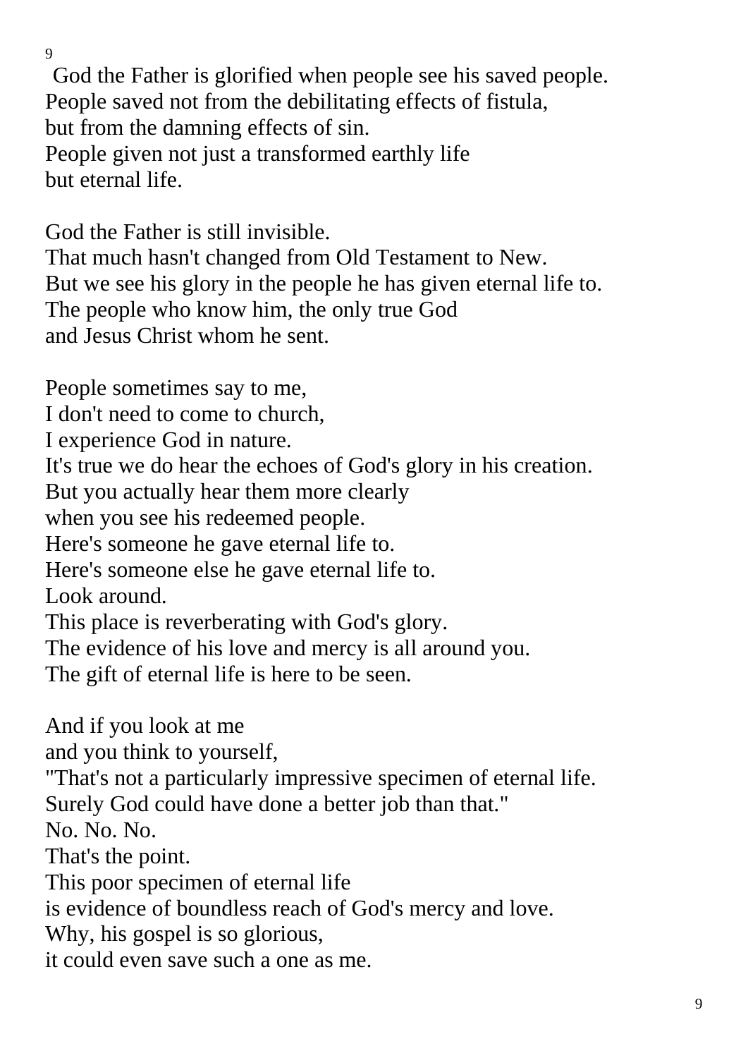God the Father is glorified when people see his saved people.
People saved not from the debilitating effects of fistula,
but from the damning effects of sin.
People given not just a transformed earthly life
but eternal life.

God the Father is still invisible.
That much hasn't changed from Old Testament to New.
But we see his glory in the people he has given eternal life to.
The people who know him, the only true God
and Jesus Christ whom he sent.

People sometimes say to me,
I don't need to come to church,
I experience God in nature.
It's true we do hear the echoes of God's glory in his creation.
But you actually hear them more clearly
when you see his redeemed people.
Here's someone he gave eternal life to.
Here's someone else he gave eternal life to.
Look around.
This place is reverberating with God's glory.
The evidence of his love and mercy is all around you.
The gift of eternal life is here to be seen.

And if you look at me
and you think to yourself,
"That's not a particularly impressive specimen of eternal life.
Surely God could have done a better job than that."
No. No. No.
That's the point.
This poor specimen of eternal life
is evidence of boundless reach of God's mercy and love.
Why, his gospel is so glorious,
it could even save such a one as me.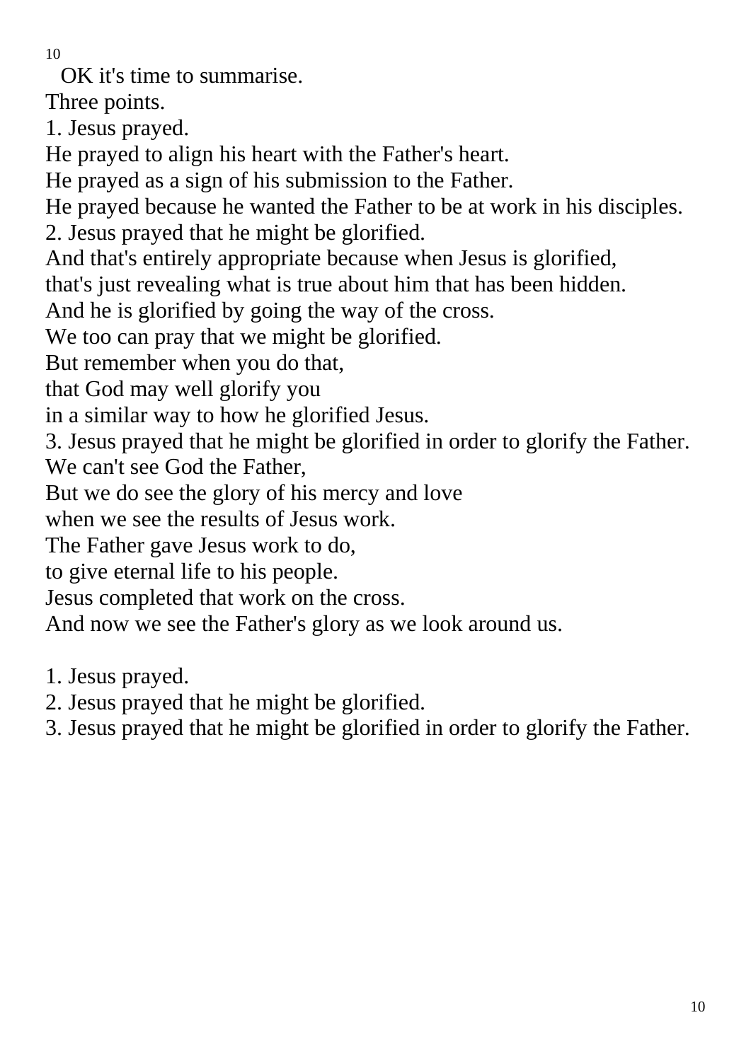OK it's time to summarise.
Three points.
1. Jesus prayed.
He prayed to align his heart with the Father's heart.
He prayed as a sign of his submission to the Father.
He prayed because he wanted the Father to be at work in his disciples.
2. Jesus prayed that he might be glorified.
And that's entirely appropriate because when Jesus is glorified,
that's just revealing what is true about him that has been hidden.
And he is glorified by going the way of the cross.
We too can pray that we might be glorified.
But remember when you do that,
that God may well glorify you
in a similar way to how he glorified Jesus.
3. Jesus prayed that he might be glorified in order to glorify the Father.
We can't see God the Father,
But we do see the glory of his mercy and love
when we see the results of Jesus work.
The Father gave Jesus work to do,
to give eternal life to his people.
Jesus completed that work on the cross.
And now we see the Father's glory as we look around us.

1. Jesus prayed.
2. Jesus prayed that he might be glorified.
3. Jesus prayed that he might be glorified in order to glorify the Father.